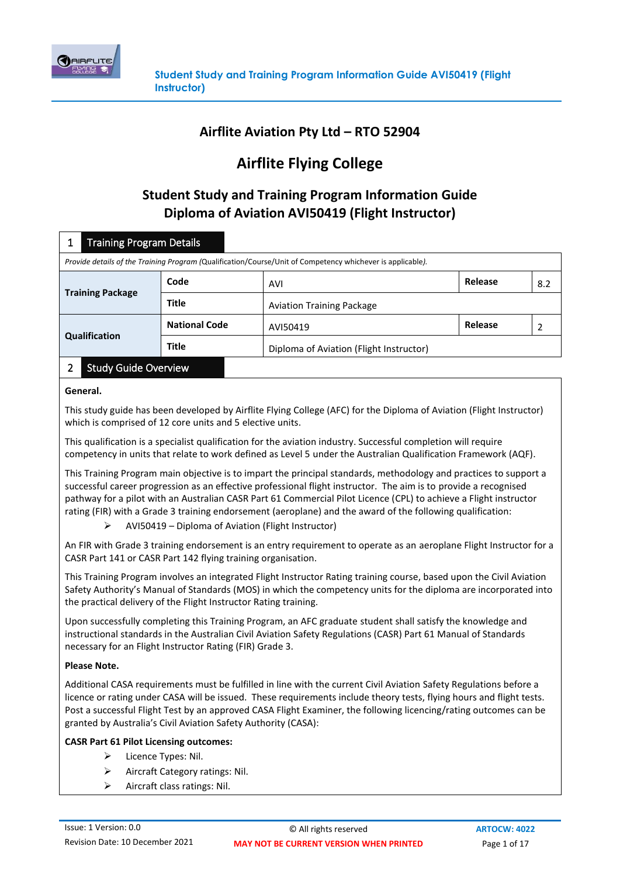# Airflite Aviation Pty Ltd – RTO 52904

# Airflite Flying College

## Student Study and Training Program Information Guide
## Diploma of Aviation AVI50419 (Flight Instructor)

### 1 Training Program Details

*Provide details of the Training Program (Qualification/Course/Unit of Competency whichever is applicable).*

| | | | | |
|---|---|---|---|---|
| **Training Package** | **Code** | AVI | **Release** | 8.2 |
| | **Title** | Aviation Training Package | | |
| **Qualification** | **National Code** | AVI50419 | **Release** | 2 |
| | **Title** | Diploma of Aviation (Flight Instructor) | | |

### 2 Study Guide Overview

**General.**

This study guide has been developed by Airflite Flying College (AFC) for the Diploma of Aviation (Flight Instructor) which is comprised of 12 core units and 5 elective units.

This qualification is a specialist qualification for the aviation industry. Successful completion will require competency in units that relate to work defined as Level 5 under the Australian Qualification Framework (AQF).

This Training Program main objective is to impart the principal standards, methodology and practices to support a successful career progression as an effective professional flight instructor. The aim is to provide a recognised pathway for a pilot with an Australian CASR Part 61 Commercial Pilot Licence (CPL) to achieve a Flight instructor rating (FIR) with a Grade 3 training endorsement (aeroplane) and the award of the following qualification:

- AVI50419 – Diploma of Aviation (Flight Instructor)

An FIR with Grade 3 training endorsement is an entry requirement to operate as an aeroplane Flight Instructor for a CASR Part 141 or CASR Part 142 flying training organisation.

This Training Program involves an integrated Flight Instructor Rating training course, based upon the Civil Aviation Safety Authority's Manual of Standards (MOS) in which the competency units for the diploma are incorporated into the practical delivery of the Flight Instructor Rating training.

Upon successfully completing this Training Program, an AFC graduate student shall satisfy the knowledge and instructional standards in the Australian Civil Aviation Safety Regulations (CASR) Part 61 Manual of Standards necessary for an Flight Instructor Rating (FIR) Grade 3.

**Please Note.**

Additional CASA requirements must be fulfilled in line with the current Civil Aviation Safety Regulations before a licence or rating under CASA will be issued. These requirements include theory tests, flying hours and flight tests. Post a successful Flight Test by an approved CASA Flight Examiner, the following licencing/rating outcomes can be granted by Australia's Civil Aviation Safety Authority (CASA):

**CASR Part 61 Pilot Licensing outcomes:**

- Licence Types: Nil.
- Aircraft Category ratings: Nil.
- Aircraft class ratings: Nil.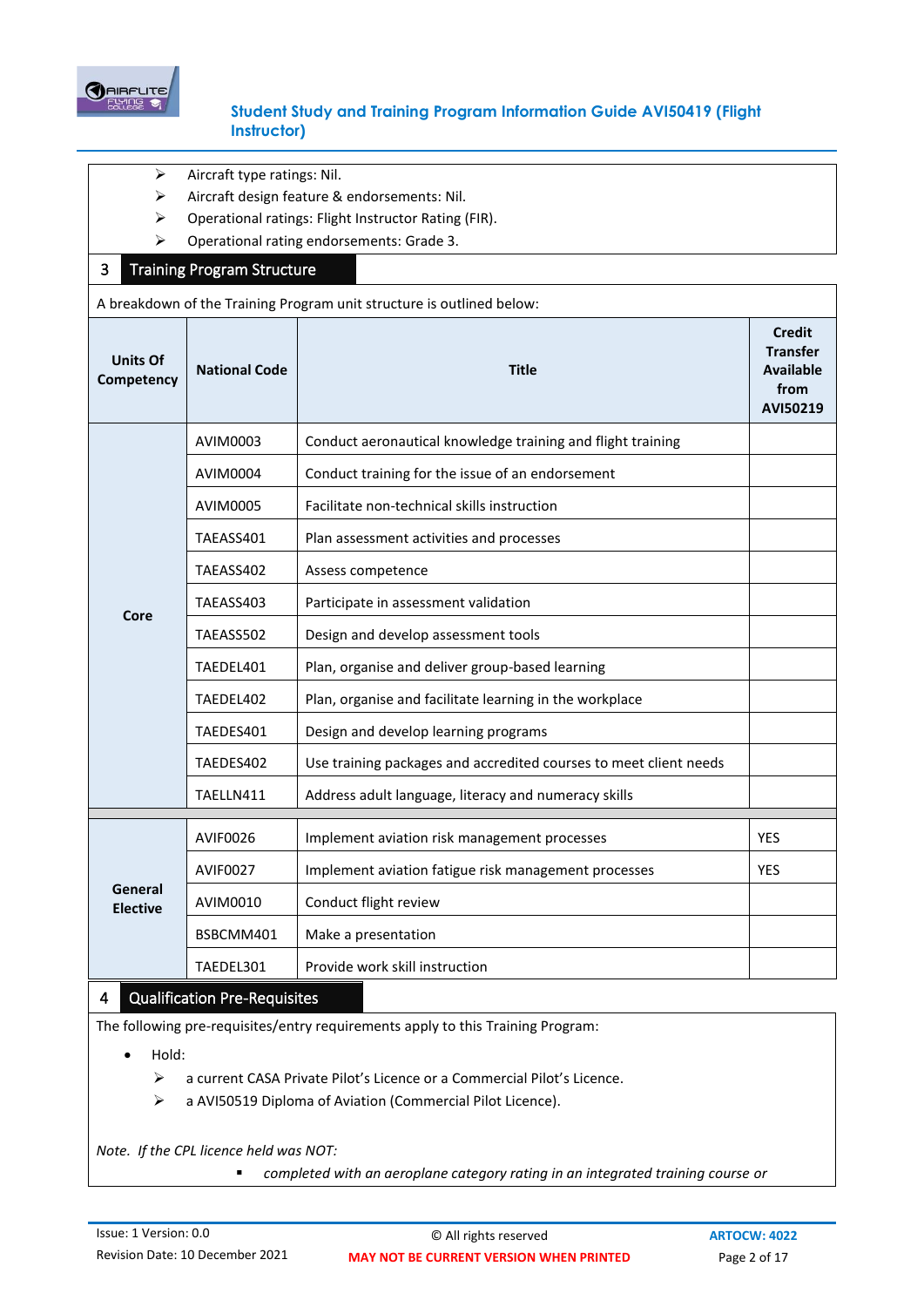- Aircraft type ratings: Nil.
- Aircraft design feature & endorsements: Nil.
- Operational ratings: Flight Instructor Rating (FIR).
- Operational rating endorsements: Grade 3.

## 3 Training Program Structure

A breakdown of the Training Program unit structure is outlined below:

| Units Of Competency | National Code | Title | Credit Transfer Available from AVI50219 |
|---|---|---|---|
| Core | AVIM0003 | Conduct aeronautical knowledge training and flight training | |
| | AVIM0004 | Conduct training for the issue of an endorsement | |
| | AVIM0005 | Facilitate non-technical skills instruction | |
| | TAEASS401 | Plan assessment activities and processes | |
| | TAEASS402 | Assess competence | |
| | TAEASS403 | Participate in assessment validation | |
| | TAEASS502 | Design and develop assessment tools | |
| | TAEDEL401 | Plan, organise and deliver group-based learning | |
| | TAEDEL402 | Plan, organise and facilitate learning in the workplace | |
| | TAEDES401 | Design and develop learning programs | |
| | TAEDES402 | Use training packages and accredited courses to meet client needs | |
| | TAELLN411 | Address adult language, literacy and numeracy skills | |
| General Elective | AVIF0026 | Implement aviation risk management processes | YES |
| | AVIF0027 | Implement aviation fatigue risk management processes | YES |
| | AVIM0010 | Conduct flight review | |
| | BSBCMM401 | Make a presentation | |
| | TAEDEL301 | Provide work skill instruction | |

## 4 Qualification Pre-Requisites

The following pre-requisites/entry requirements apply to this Training Program:

- Hold:
  - a current CASA Private Pilot's Licence or a Commercial Pilot's Licence.
  - a AVI50519 Diploma of Aviation (Commercial Pilot Licence).

*Note. If the CPL licence held was NOT:*

- *completed with an aeroplane category rating in an integrated training course or*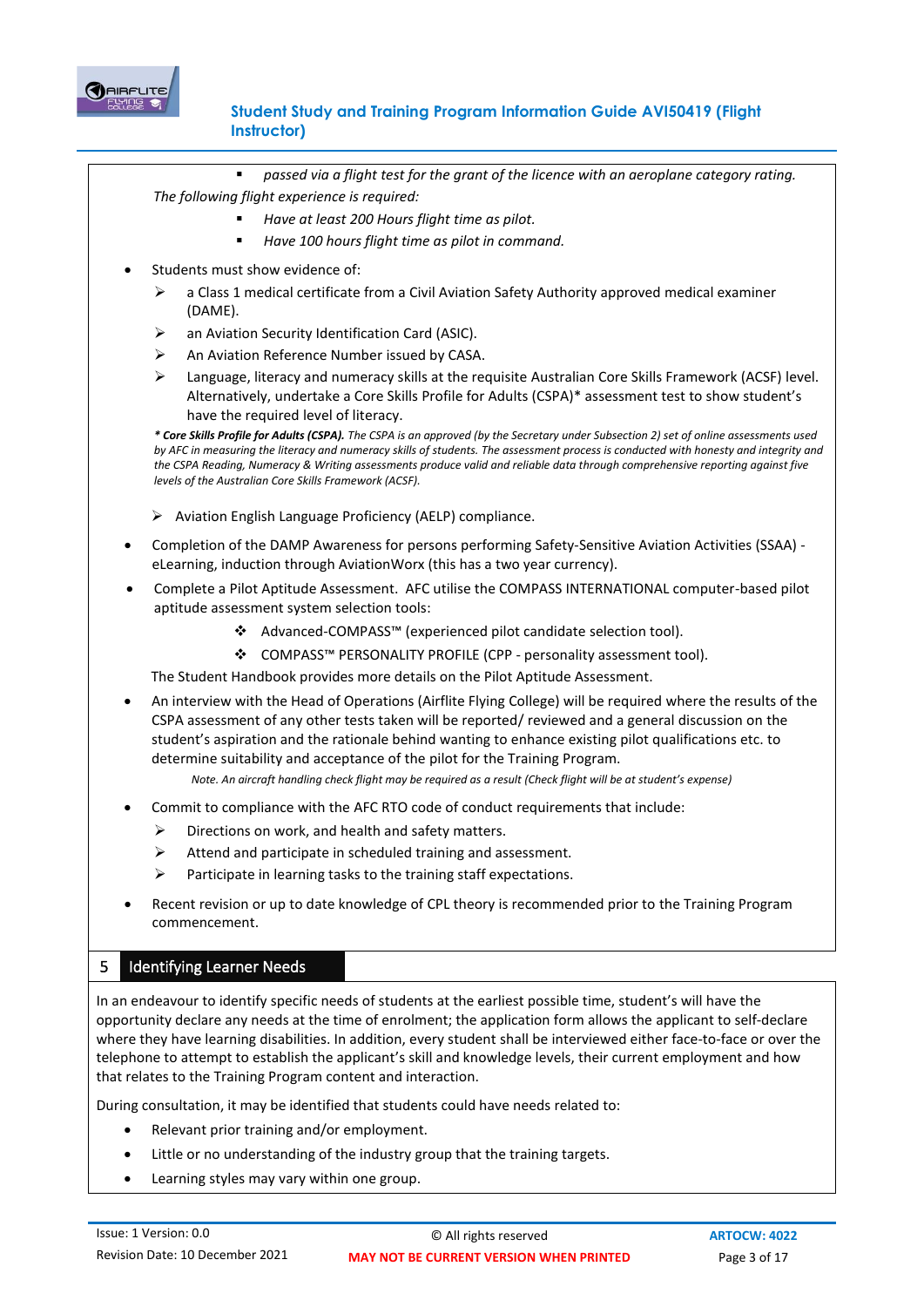- *passed via a flight test for the grant of the licence with an aeroplane category rating.*

*The following flight experience is required:*

- *Have at least 200 Hours flight time as pilot.*
- *Have 100 hours flight time as pilot in command.*

- Students must show evidence of:
  - a Class 1 medical certificate from a Civil Aviation Safety Authority approved medical examiner (DAME).
  - an Aviation Security Identification Card (ASIC).
  - An Aviation Reference Number issued by CASA.
  - Language, literacy and numeracy skills at the requisite Australian Core Skills Framework (ACSF) level. Alternatively, undertake a Core Skills Profile for Adults (CSPA)* assessment test to show student's have the required level of literacy.

  ***\* Core Skills Profile for Adults (CSPA).*** *The CSPA is an approved (by the Secretary under Subsection 2) set of online assessments used by AFC in measuring the literacy and numeracy skills of students. The assessment process is conducted with honesty and integrity and the CSPA Reading, Numeracy & Writing assessments produce valid and reliable data through comprehensive reporting against five levels of the Australian Core Skills Framework (ACSF).*

  - Aviation English Language Proficiency (AELP) compliance.

- Completion of the DAMP Awareness for persons performing Safety-Sensitive Aviation Activities (SSAA) - eLearning, induction through AviationWorx (this has a two year currency).
- Complete a Pilot Aptitude Assessment. AFC utilise the COMPASS INTERNATIONAL computer-based pilot aptitude assessment system selection tools:
  - Advanced-COMPASS™ (experienced pilot candidate selection tool).
  - COMPASS™ PERSONALITY PROFILE (CPP - personality assessment tool).

  The Student Handbook provides more details on the Pilot Aptitude Assessment.
- An interview with the Head of Operations (Airflite Flying College) will be required where the results of the CSPA assessment of any other tests taken will be reported/ reviewed and a general discussion on the student's aspiration and the rationale behind wanting to enhance existing pilot qualifications etc. to determine suitability and acceptance of the pilot for the Training Program.

  *Note. An aircraft handling check flight may be required as a result (Check flight will be at student's expense)*
- Commit to compliance with the AFC RTO code of conduct requirements that include:
  - Directions on work, and health and safety matters.
  - Attend and participate in scheduled training and assessment.
  - Participate in learning tasks to the training staff expectations.
- Recent revision or up to date knowledge of CPL theory is recommended prior to the Training Program commencement.

## 5 Identifying Learner Needs

In an endeavour to identify specific needs of students at the earliest possible time, student's will have the opportunity declare any needs at the time of enrolment; the application form allows the applicant to self-declare where they have learning disabilities. In addition, every student shall be interviewed either face-to-face or over the telephone to attempt to establish the applicant's skill and knowledge levels, their current employment and how that relates to the Training Program content and interaction.

During consultation, it may be identified that students could have needs related to:

- Relevant prior training and/or employment.
- Little or no understanding of the industry group that the training targets.
- Learning styles may vary within one group.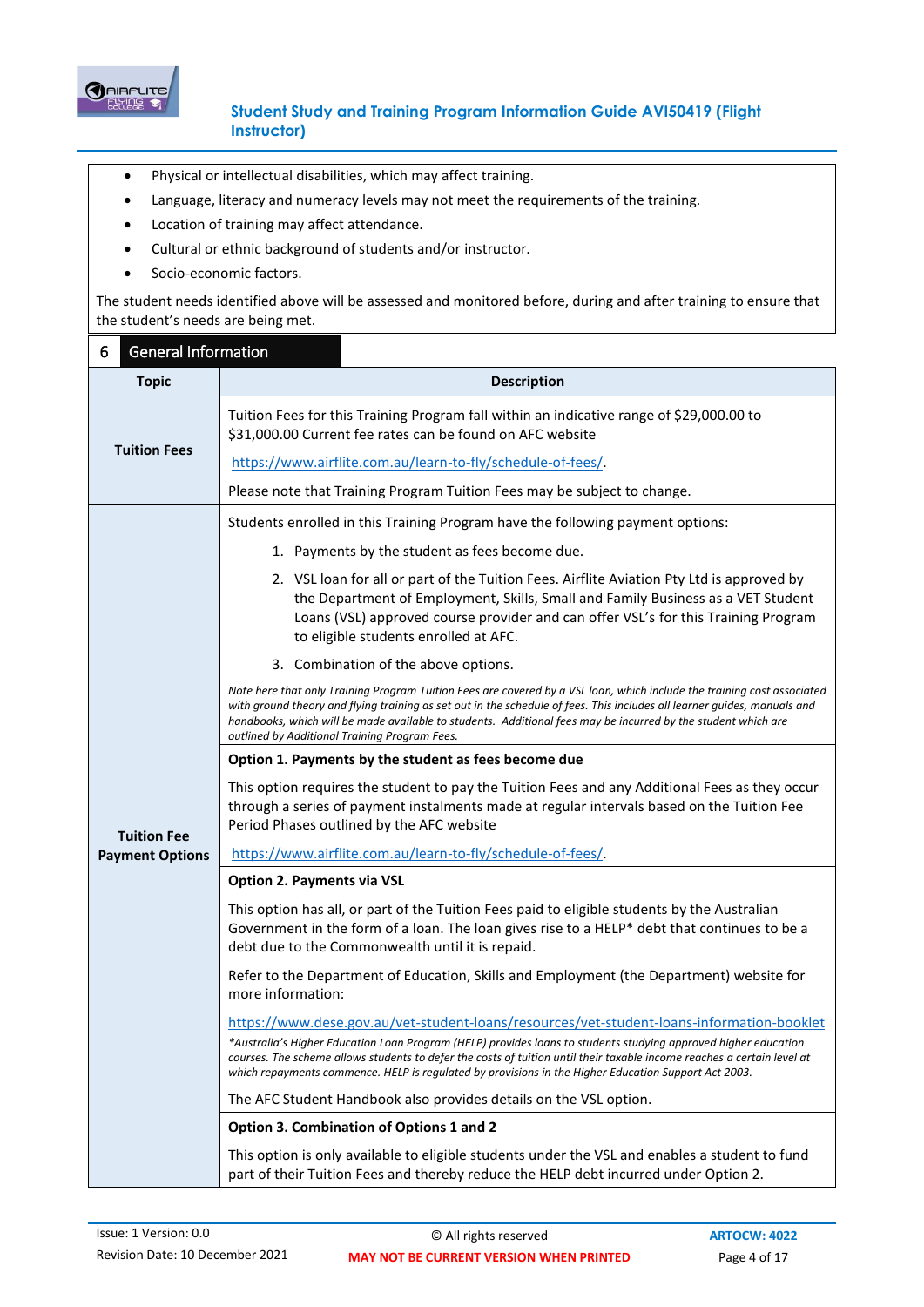- Physical or intellectual disabilities, which may affect training.
- Language, literacy and numeracy levels may not meet the requirements of the training.
- Location of training may affect attendance.
- Cultural or ethnic background of students and/or instructor.
- Socio-economic factors.

The student needs identified above will be assessed and monitored before, during and after training to ensure that the student's needs are being met.

## 6 General Information

| Topic | Description |
|---|---|
| **Tuition Fees** | Tuition Fees for this Training Program fall within an indicative range of $29,000.00 to $31,000.00 Current fee rates can be found on AFC website<br><br>https://www.airflite.com.au/learn-to-fly/schedule-of-fees/.<br><br>Please note that Training Program Tuition Fees may be subject to change. |
| **Tuition Fee Payment Options** | Students enrolled in this Training Program have the following payment options:<br><br>1. Payments by the student as fees become due.<br>2. VSL loan for all or part of the Tuition Fees. Airflite Aviation Pty Ltd is approved by the Department of Employment, Skills, Small and Family Business as a VET Student Loans (VSL) approved course provider and can offer VSL's for this Training Program to eligible students enrolled at AFC.<br>3. Combination of the above options.<br><br>*Note here that only Training Program Tuition Fees are covered by a VSL loan, which include the training cost associated with ground theory and flying training as set out in the schedule of fees. This includes all learner guides, manuals and handbooks, which will be made available to students. Additional fees may be incurred by the student which are outlined by Additional Training Program Fees.* |
| | **Option 1. Payments by the student as fees become due**<br><br>This option requires the student to pay the Tuition Fees and any Additional Fees as they occur through a series of payment instalments made at regular intervals based on the Tuition Fee Period Phases outlined by the AFC website<br><br>https://www.airflite.com.au/learn-to-fly/schedule-of-fees/. |
| | **Option 2. Payments via VSL**<br><br>This option has all, or part of the Tuition Fees paid to eligible students by the Australian Government in the form of a loan. The loan gives rise to a HELP* debt that continues to be a debt due to the Commonwealth until it is repaid.<br><br>Refer to the Department of Education, Skills and Employment (the Department) website for more information:<br><br>https://www.dese.gov.au/vet-student-loans/resources/vet-student-loans-information-booklet<br>*\*Australia's Higher Education Loan Program (HELP) provides loans to students studying approved higher education courses. The scheme allows students to defer the costs of tuition until their taxable income reaches a certain level at which repayments commence. HELP is regulated by provisions in the Higher Education Support Act 2003.*<br><br>The AFC Student Handbook also provides details on the VSL option. |
| | **Option 3. Combination of Options 1 and 2**<br><br>This option is only available to eligible students under the VSL and enables a student to fund part of their Tuition Fees and thereby reduce the HELP debt incurred under Option 2. |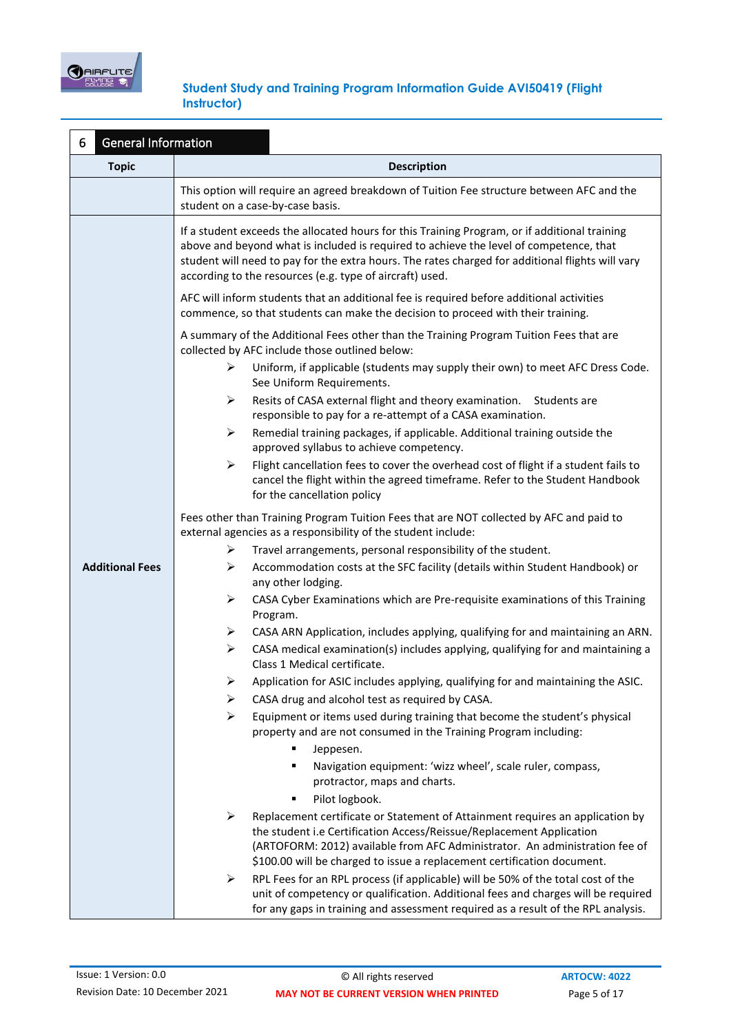## 6 General Information

| Topic | Description |
|---|---|
| | This option will require an agreed breakdown of Tuition Fee structure between AFC and the student on a case-by-case basis. |
| **Additional Fees** | If a student exceeds the allocated hours for this Training Program, or if additional training above and beyond what is included is required to achieve the level of competence, that student will need to pay for the extra hours. The rates charged for additional flights will vary according to the resources (e.g. type of aircraft) used.<br><br>AFC will inform students that an additional fee is required before additional activities commence, so that students can make the decision to proceed with their training.<br><br>A summary of the Additional Fees other than the Training Program Tuition Fees that are collected by AFC include those outlined below:<br>➢ Uniform, if applicable (students may supply their own) to meet AFC Dress Code. See Uniform Requirements.<br>➢ Resits of CASA external flight and theory examination. Students are responsible to pay for a re-attempt of a CASA examination.<br>➢ Remedial training packages, if applicable. Additional training outside the approved syllabus to achieve competency.<br>➢ Flight cancellation fees to cover the overhead cost of flight if a student fails to cancel the flight within the agreed timeframe. Refer to the Student Handbook for the cancellation policy<br><br>Fees other than Training Program Tuition Fees that are NOT collected by AFC and paid to external agencies as a responsibility of the student include:<br>➢ Travel arrangements, personal responsibility of the student.<br>➢ Accommodation costs at the SFC facility (details within Student Handbook) or any other lodging.<br>➢ CASA Cyber Examinations which are Pre-requisite examinations of this Training Program.<br>➢ CASA ARN Application, includes applying, qualifying for and maintaining an ARN.<br>➢ CASA medical examination(s) includes applying, qualifying for and maintaining a Class 1 Medical certificate.<br>➢ Application for ASIC includes applying, qualifying for and maintaining the ASIC.<br>➢ CASA drug and alcohol test as required by CASA.<br>➢ Equipment or items used during training that become the student's physical property and are not consumed in the Training Program including:<br>▪ Jeppesen.<br>▪ Navigation equipment: 'wizz wheel', scale ruler, compass, protractor, maps and charts.<br>▪ Pilot logbook.<br>➢ Replacement certificate or Statement of Attainment requires an application by the student i.e Certification Access/Reissue/Replacement Application (ARTOFORM: 2012) available from AFC Administrator. An administration fee of $100.00 will be charged to issue a replacement certification document.<br>➢ RPL Fees for an RPL process (if applicable) will be 50% of the total cost of the unit of competency or qualification. Additional fees and charges will be required for any gaps in training and assessment required as a result of the RPL analysis. |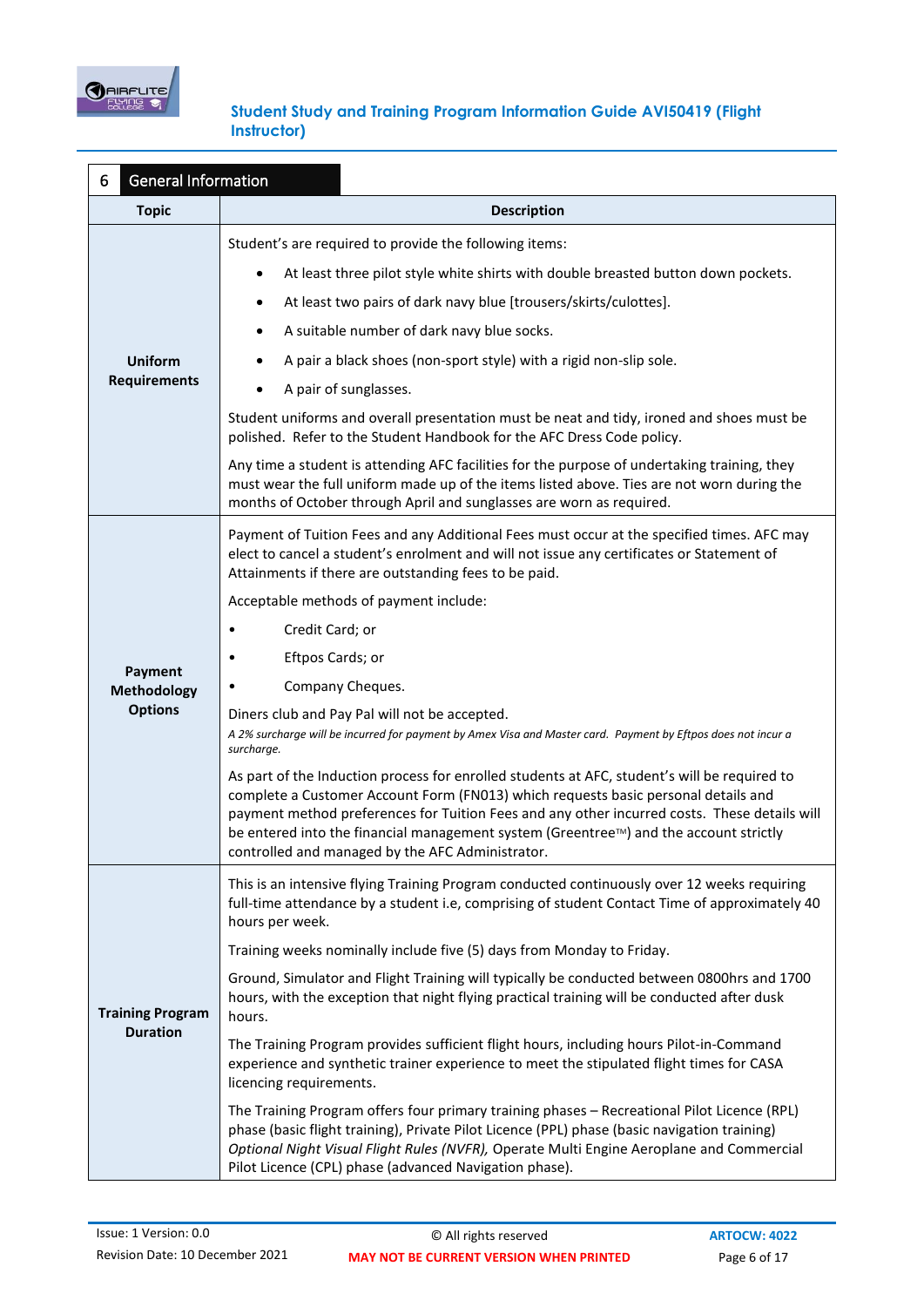## 6 General Information

| Topic | Description |
|---|---|
| **Uniform Requirements** | Student's are required to provide the following items:<br>• At least three pilot style white shirts with double breasted button down pockets.<br>• At least two pairs of dark navy blue [trousers/skirts/culottes].<br>• A suitable number of dark navy blue socks.<br>• A pair a black shoes (non-sport style) with a rigid non-slip sole.<br>• A pair of sunglasses.<br>Student uniforms and overall presentation must be neat and tidy, ironed and shoes must be polished. Refer to the Student Handbook for the AFC Dress Code policy.<br>Any time a student is attending AFC facilities for the purpose of undertaking training, they must wear the full uniform made up of the items listed above. Ties are not worn during the months of October through April and sunglasses are worn as required. |
| **Payment Methodology Options** | Payment of Tuition Fees and any Additional Fees must occur at the specified times. AFC may elect to cancel a student's enrolment and will not issue any certificates or Statement of Attainments if there are outstanding fees to be paid.<br>Acceptable methods of payment include:<br>• Credit Card; or<br>• Eftpos Cards; or<br>• Company Cheques.<br>Diners club and Pay Pal will not be accepted.<br>*A 2% surcharge will be incurred for payment by Amex Visa and Master card. Payment by Eftpos does not incur a surcharge.*<br>As part of the Induction process for enrolled students at AFC, student's will be required to complete a Customer Account Form (FN013) which requests basic personal details and payment method preferences for Tuition Fees and any other incurred costs. These details will be entered into the financial management system (Greentree™) and the account strictly controlled and managed by the AFC Administrator. |
| **Training Program Duration** | This is an intensive flying Training Program conducted continuously over 12 weeks requiring full-time attendance by a student i.e, comprising of student Contact Time of approximately 40 hours per week.<br>Training weeks nominally include five (5) days from Monday to Friday.<br>Ground, Simulator and Flight Training will typically be conducted between 0800hrs and 1700 hours, with the exception that night flying practical training will be conducted after dusk hours.<br>The Training Program provides sufficient flight hours, including hours Pilot-in-Command experience and synthetic trainer experience to meet the stipulated flight times for CASA licencing requirements.<br>The Training Program offers four primary training phases – Recreational Pilot Licence (RPL) phase (basic flight training), Private Pilot Licence (PPL) phase (basic navigation training) *Optional Night Visual Flight Rules (NVFR),* Operate Multi Engine Aeroplane and Commercial Pilot Licence (CPL) phase (advanced Navigation phase). |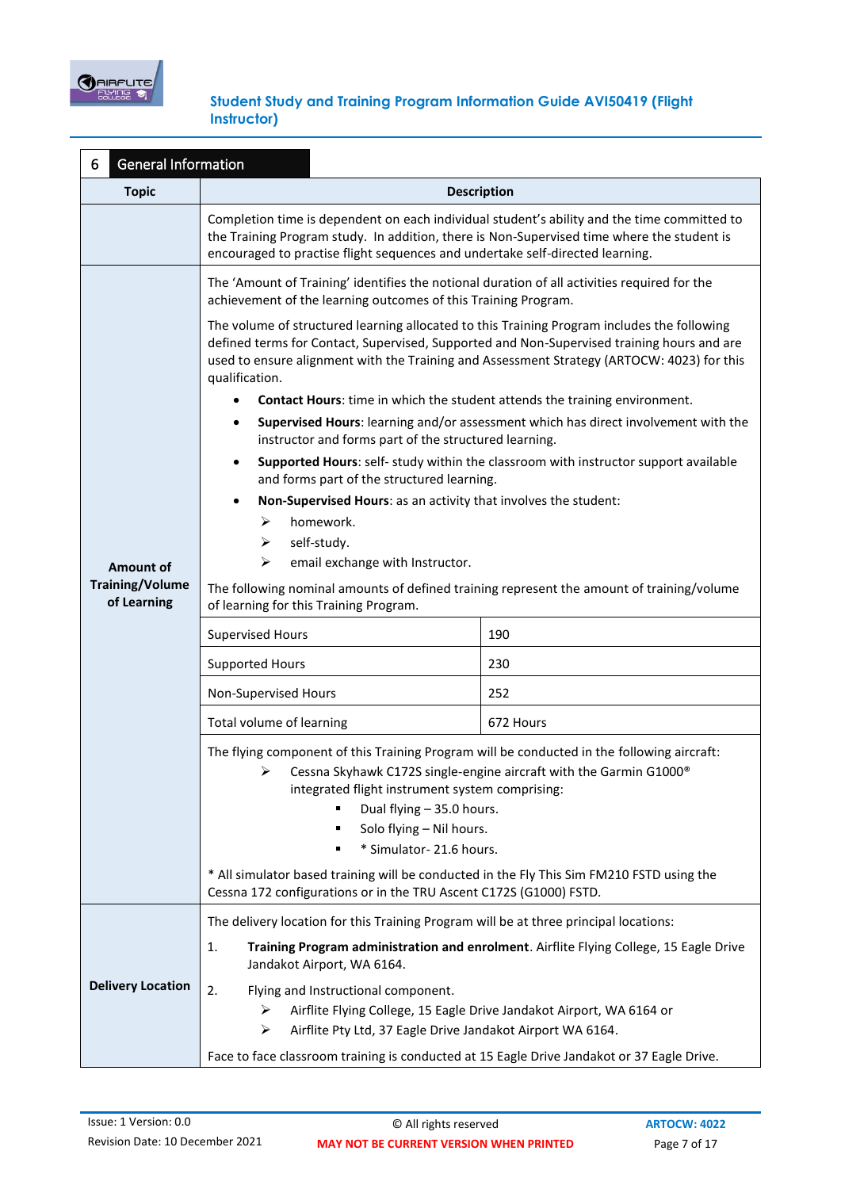## 6 General Information

<table>
<tr><th>Topic</th><th colspan="2">Description</th></tr>
<tr><td></td><td colspan="2">Completion time is dependent on each individual student's ability and the time committed to the Training Program study. In addition, there is Non-Supervised time where the student is encouraged to practise flight sequences and undertake self-directed learning.</td></tr>
<tr><td rowspan="6"><strong>Amount of Training/Volume of Learning</strong></td><td colspan="2">The 'Amount of Training' identifies the notional duration of all activities required for the achievement of the learning outcomes of this Training Program.<br><br>The volume of structured learning allocated to this Training Program includes the following defined terms for Contact, Supervised, Supported and Non-Supervised training hours and are used to ensure alignment with the Training and Assessment Strategy (ARTOCW: 4023) for this qualification.<br><br>• <strong>Contact Hours</strong>: time in which the student attends the training environment.<br>• <strong>Supervised Hours</strong>: learning and/or assessment which has direct involvement with the instructor and forms part of the structured learning.<br>• <strong>Supported Hours</strong>: self- study within the classroom with instructor support available and forms part of the structured learning.<br>• <strong>Non-Supervised Hours</strong>: as an activity that involves the student:<br>&nbsp;&nbsp;➢ homework.<br>&nbsp;&nbsp;➢ self-study.<br>&nbsp;&nbsp;➢ email exchange with Instructor.<br><br>The following nominal amounts of defined training represent the amount of training/volume of learning for this Training Program.</td></tr>
<tr><td>Supervised Hours</td><td>190</td></tr>
<tr><td>Supported Hours</td><td>230</td></tr>
<tr><td>Non-Supervised Hours</td><td>252</td></tr>
<tr><td>Total volume of learning</td><td>672 Hours</td></tr>
<tr><td colspan="2">The flying component of this Training Program will be conducted in the following aircraft:<br>&nbsp;&nbsp;➢ Cessna Skyhawk C172S single-engine aircraft with the Garmin G1000® integrated flight instrument system comprising:<br>&nbsp;&nbsp;&nbsp;&nbsp;▪ Dual flying – 35.0 hours.<br>&nbsp;&nbsp;&nbsp;&nbsp;▪ Solo flying – Nil hours.<br>&nbsp;&nbsp;&nbsp;&nbsp;▪ * Simulator- 21.6 hours.<br><br>* All simulator based training will be conducted in the Fly This Sim FM210 FSTD using the Cessna 172 configurations or in the TRU Ascent C172S (G1000) FSTD.</td></tr>
<tr><td><strong>Delivery Location</strong></td><td colspan="2">The delivery location for this Training Program will be at three principal locations:<br><br>1. <strong>Training Program administration and enrolment</strong>. Airflite Flying College, 15 Eagle Drive Jandakot Airport, WA 6164.<br><br>2. Flying and Instructional component.<br>&nbsp;&nbsp;➢ Airflite Flying College, 15 Eagle Drive Jandakot Airport, WA 6164 or<br>&nbsp;&nbsp;➢ Airflite Pty Ltd, 37 Eagle Drive Jandakot Airport WA 6164.<br><br>Face to face classroom training is conducted at 15 Eagle Drive Jandakot or 37 Eagle Drive.</td></tr>
</table>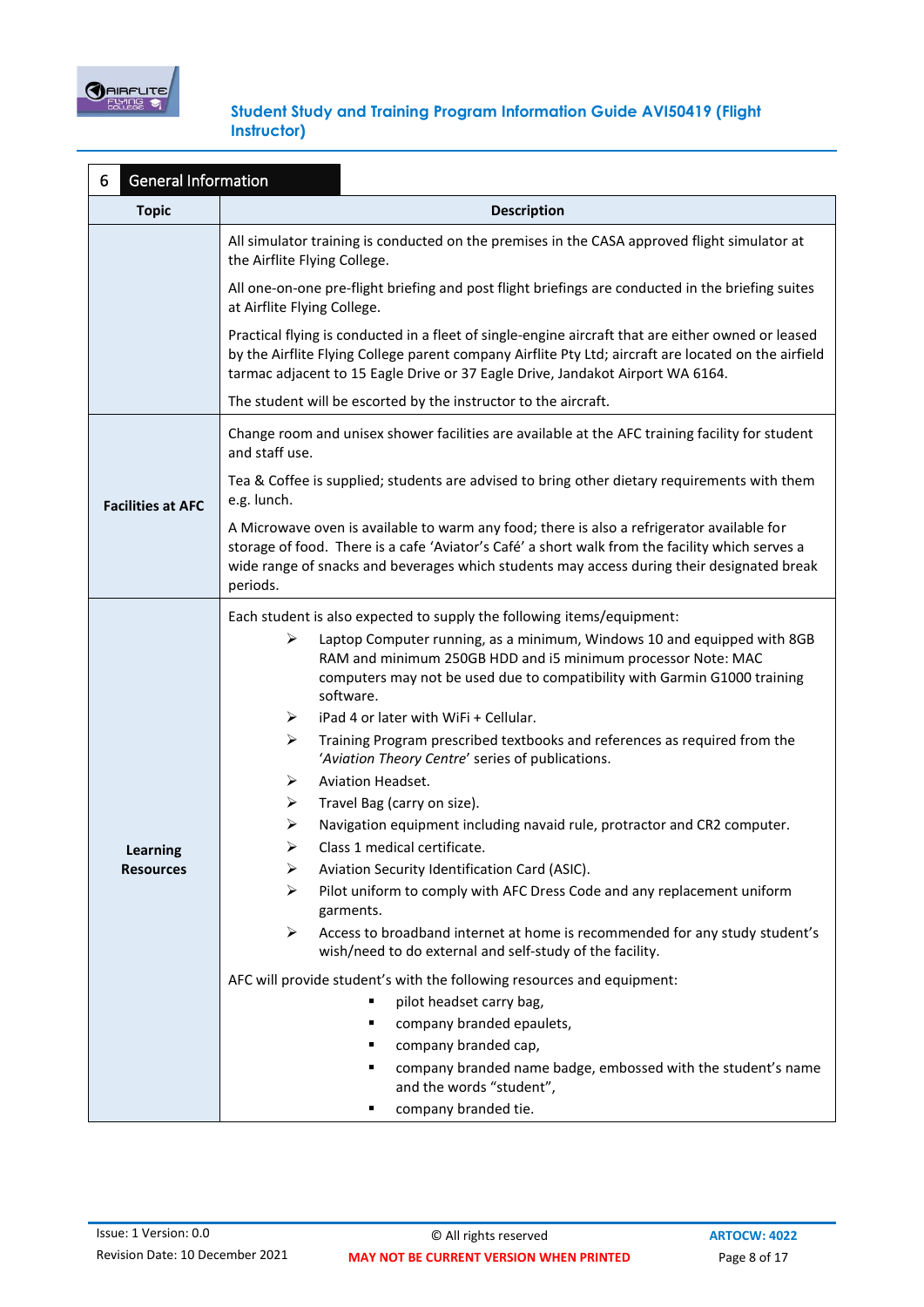## 6 General Information

| Topic | Description |
|---|---|
| | All simulator training is conducted on the premises in the CASA approved flight simulator at the Airflite Flying College.<br><br>All one-on-one pre-flight briefing and post flight briefings are conducted in the briefing suites at Airflite Flying College.<br><br>Practical flying is conducted in a fleet of single-engine aircraft that are either owned or leased by the Airflite Flying College parent company Airflite Pty Ltd; aircraft are located on the airfield tarmac adjacent to 15 Eagle Drive or 37 Eagle Drive, Jandakot Airport WA 6164.<br><br>The student will be escorted by the instructor to the aircraft. |
| **Facilities at AFC** | Change room and unisex shower facilities are available at the AFC training facility for student and staff use.<br><br>Tea & Coffee is supplied; students are advised to bring other dietary requirements with them e.g. lunch.<br><br>A Microwave oven is available to warm any food; there is also a refrigerator available for storage of food. There is a cafe 'Aviator's Café' a short walk from the facility which serves a wide range of snacks and beverages which students may access during their designated break periods. |
| **Learning Resources** | Each student is also expected to supply the following items/equipment:<br>➢ Laptop Computer running, as a minimum, Windows 10 and equipped with 8GB RAM and minimum 250GB HDD and i5 minimum processor Note: MAC computers may not be used due to compatibility with Garmin G1000 training software.<br>➢ iPad 4 or later with WiFi + Cellular.<br>➢ Training Program prescribed textbooks and references as required from the '*Aviation Theory Centre*' series of publications.<br>➢ Aviation Headset.<br>➢ Travel Bag (carry on size).<br>➢ Navigation equipment including navaid rule, protractor and CR2 computer.<br>➢ Class 1 medical certificate.<br>➢ Aviation Security Identification Card (ASIC).<br>➢ Pilot uniform to comply with AFC Dress Code and any replacement uniform garments.<br>➢ Access to broadband internet at home is recommended for any study student's wish/need to do external and self-study of the facility.<br><br>AFC will provide student's with the following resources and equipment:<br>▪ pilot headset carry bag,<br>▪ company branded epaulets,<br>▪ company branded cap,<br>▪ company branded name badge, embossed with the student's name and the words "student",<br>▪ company branded tie. |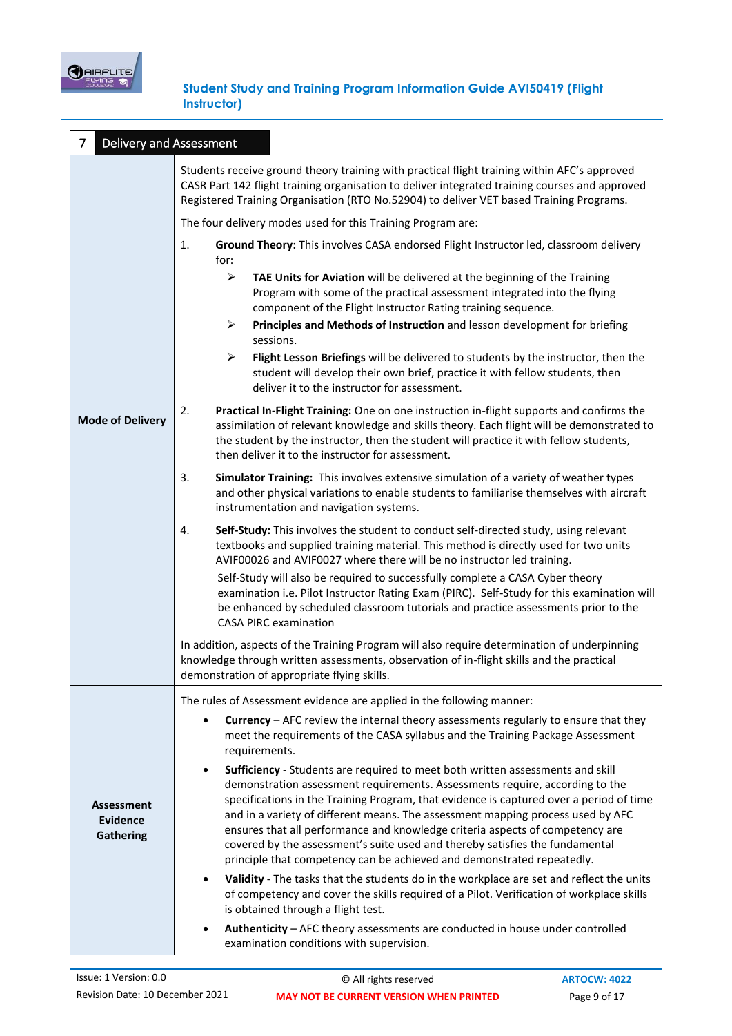## 7 Delivery and Assessment

| | |
|---|---|
| **Mode of Delivery** | Students receive ground theory training with practical flight training within AFC's approved CASR Part 142 flight training organisation to deliver integrated training courses and approved Registered Training Organisation (RTO No.52904) to deliver VET based Training Programs.<br><br>The four delivery modes used for this Training Program are:<br><br>1. **Ground Theory:** This involves CASA endorsed Flight Instructor led, classroom delivery for:<br>➢ **TAE Units for Aviation** will be delivered at the beginning of the Training Program with some of the practical assessment integrated into the flying component of the Flight Instructor Rating training sequence.<br>➢ **Principles and Methods of Instruction** and lesson development for briefing sessions.<br>➢ **Flight Lesson Briefings** will be delivered to students by the instructor, then the student will develop their own brief, practice it with fellow students, then deliver it to the instructor for assessment.<br><br>2. **Practical In-Flight Training:** One on one instruction in-flight supports and confirms the assimilation of relevant knowledge and skills theory. Each flight will be demonstrated to the student by the instructor, then the student will practice it with fellow students, then deliver it to the instructor for assessment.<br><br>3. **Simulator Training:** This involves extensive simulation of a variety of weather types and other physical variations to enable students to familiarise themselves with aircraft instrumentation and navigation systems.<br><br>4. **Self-Study:** This involves the student to conduct self-directed study, using relevant textbooks and supplied training material. This method is directly used for two units AVIF00026 and AVIF0027 where there will be no instructor led training.<br>Self-Study will also be required to successfully complete a CASA Cyber theory examination i.e. Pilot Instructor Rating Exam (PIRC). Self-Study for this examination will be enhanced by scheduled classroom tutorials and practice assessments prior to the CASA PIRC examination<br><br>In addition, aspects of the Training Program will also require determination of underpinning knowledge through written assessments, observation of in-flight skills and the practical demonstration of appropriate flying skills. |
| **Assessment Evidence Gathering** | The rules of Assessment evidence are applied in the following manner:<br>• **Currency** – AFC review the internal theory assessments regularly to ensure that they meet the requirements of the CASA syllabus and the Training Package Assessment requirements.<br>• **Sufficiency** - Students are required to meet both written assessments and skill demonstration assessment requirements. Assessments require, according to the specifications in the Training Program, that evidence is captured over a period of time and in a variety of different means. The assessment mapping process used by AFC ensures that all performance and knowledge criteria aspects of competency are covered by the assessment's suite used and thereby satisfies the fundamental principle that competency can be achieved and demonstrated repeatedly.<br>• **Validity** - The tasks that the students do in the workplace are set and reflect the units of competency and cover the skills required of a Pilot. Verification of workplace skills is obtained through a flight test.<br>• **Authenticity** – AFC theory assessments are conducted in house under controlled examination conditions with supervision. |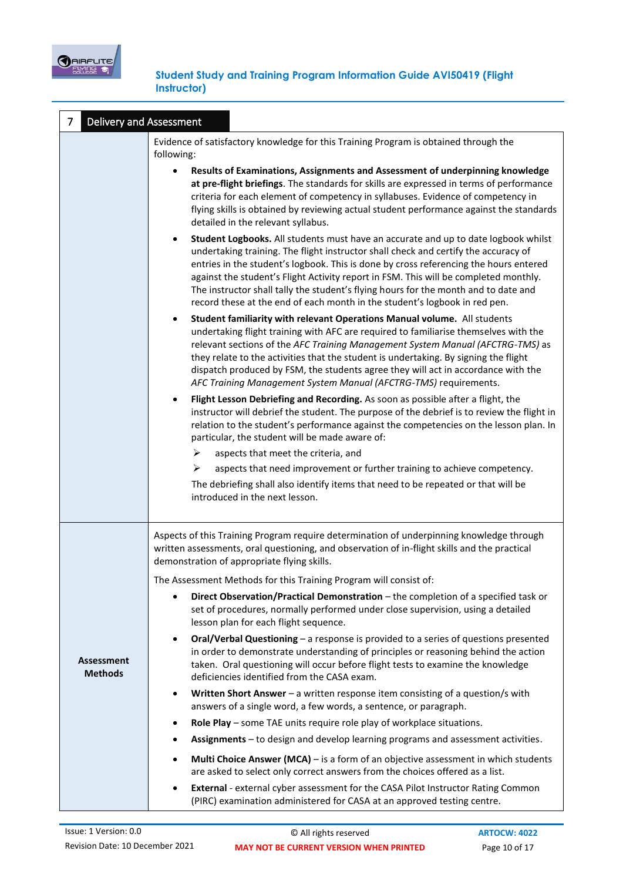## 7 Delivery and Assessment

Evidence of satisfactory knowledge for this Training Program is obtained through the following:

- **Results of Examinations, Assignments and Assessment of underpinning knowledge at pre-flight briefings**. The standards for skills are expressed in terms of performance criteria for each element of competency in syllabuses. Evidence of competency in flying skills is obtained by reviewing actual student performance against the standards detailed in the relevant syllabus.
- **Student Logbooks.** All students must have an accurate and up to date logbook whilst undertaking training. The flight instructor shall check and certify the accuracy of entries in the student's logbook. This is done by cross referencing the hours entered against the student's Flight Activity report in FSM. This will be completed monthly. The instructor shall tally the student's flying hours for the month and to date and record these at the end of each month in the student's logbook in red pen.
- **Student familiarity with relevant Operations Manual volume.** All students undertaking flight training with AFC are required to familiarise themselves with the relevant sections of the *AFC Training Management System Manual (AFCTRG-TMS)* as they relate to the activities that the student is undertaking. By signing the flight dispatch produced by FSM, the students agree they will act in accordance with the *AFC Training Management System Manual (AFCTRG-TMS)* requirements.
- **Flight Lesson Debriefing and Recording.** As soon as possible after a flight, the instructor will debrief the student. The purpose of the debrief is to review the flight in relation to the student's performance against the competencies on the lesson plan. In particular, the student will be made aware of:
  - aspects that meet the criteria, and
  - aspects that need improvement or further training to achieve competency.

  The debriefing shall also identify items that need to be repeated or that will be introduced in the next lesson.

### Assessment Methods

Aspects of this Training Program require determination of underpinning knowledge through written assessments, oral questioning, and observation of in-flight skills and the practical demonstration of appropriate flying skills.

The Assessment Methods for this Training Program will consist of:

- **Direct Observation/Practical Demonstration** – the completion of a specified task or set of procedures, normally performed under close supervision, using a detailed lesson plan for each flight sequence.
- **Oral/Verbal Questioning** – a response is provided to a series of questions presented in order to demonstrate understanding of principles or reasoning behind the action taken. Oral questioning will occur before flight tests to examine the knowledge deficiencies identified from the CASA exam.
- **Written Short Answer** – a written response item consisting of a question/s with answers of a single word, a few words, a sentence, or paragraph.
- **Role Play** – some TAE units require role play of workplace situations.
- **Assignments** – to design and develop learning programs and assessment activities.
- **Multi Choice Answer (MCA)** – is a form of an objective assessment in which students are asked to select only correct answers from the choices offered as a list.
- **External** - external cyber assessment for the CASA Pilot Instructor Rating Common (PIRC) examination administered for CASA at an approved testing centre.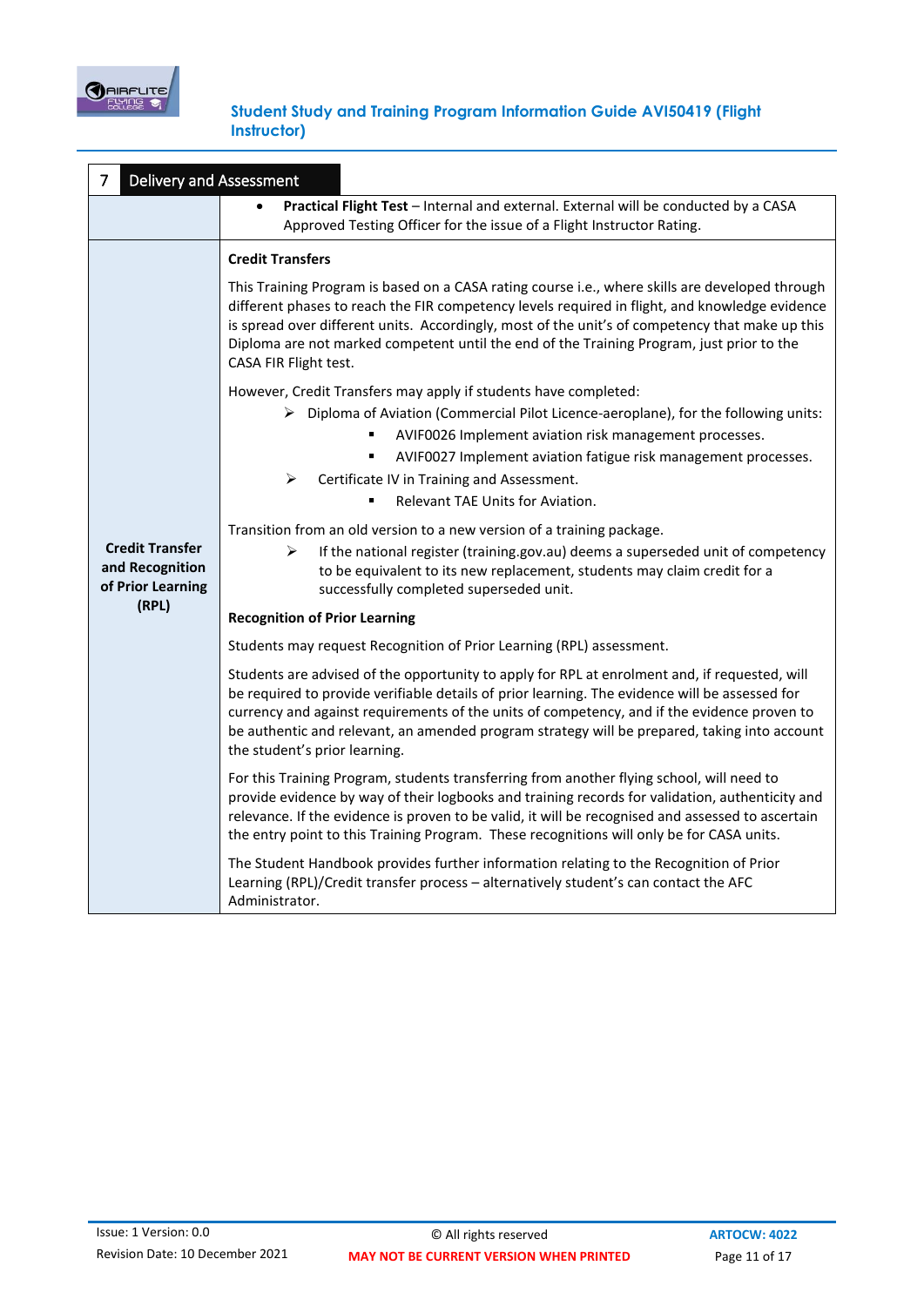## 7 Delivery and Assessment

| | |
|---|---|
| | • **Practical Flight Test** – Internal and external. External will be conducted by a CASA Approved Testing Officer for the issue of a Flight Instructor Rating. |
| **Credit Transfer and Recognition of Prior Learning (RPL)** | **Credit Transfers**<br><br>This Training Program is based on a CASA rating course i.e., where skills are developed through different phases to reach the FIR competency levels required in flight, and knowledge evidence is spread over different units. Accordingly, most of the unit's of competency that make up this Diploma are not marked competent until the end of the Training Program, just prior to the CASA FIR Flight test.<br><br>However, Credit Transfers may apply if students have completed:<br>➢ Diploma of Aviation (Commercial Pilot Licence-aeroplane), for the following units:<br>▪ AVIF0026 Implement aviation risk management processes.<br>▪ AVIF0027 Implement aviation fatigue risk management processes.<br>➢ Certificate IV in Training and Assessment.<br>▪ Relevant TAE Units for Aviation.<br><br>Transition from an old version to a new version of a training package.<br>➢ If the national register (training.gov.au) deems a superseded unit of competency to be equivalent to its new replacement, students may claim credit for a successfully completed superseded unit.<br><br>**Recognition of Prior Learning**<br><br>Students may request Recognition of Prior Learning (RPL) assessment.<br><br>Students are advised of the opportunity to apply for RPL at enrolment and, if requested, will be required to provide verifiable details of prior learning. The evidence will be assessed for currency and against requirements of the units of competency, and if the evidence proven to be authentic and relevant, an amended program strategy will be prepared, taking into account the student's prior learning.<br><br>For this Training Program, students transferring from another flying school, will need to provide evidence by way of their logbooks and training records for validation, authenticity and relevance. If the evidence is proven to be valid, it will be recognised and assessed to ascertain the entry point to this Training Program. These recognitions will only be for CASA units.<br><br>The Student Handbook provides further information relating to the Recognition of Prior Learning (RPL)/Credit transfer process – alternatively student's can contact the AFC Administrator. |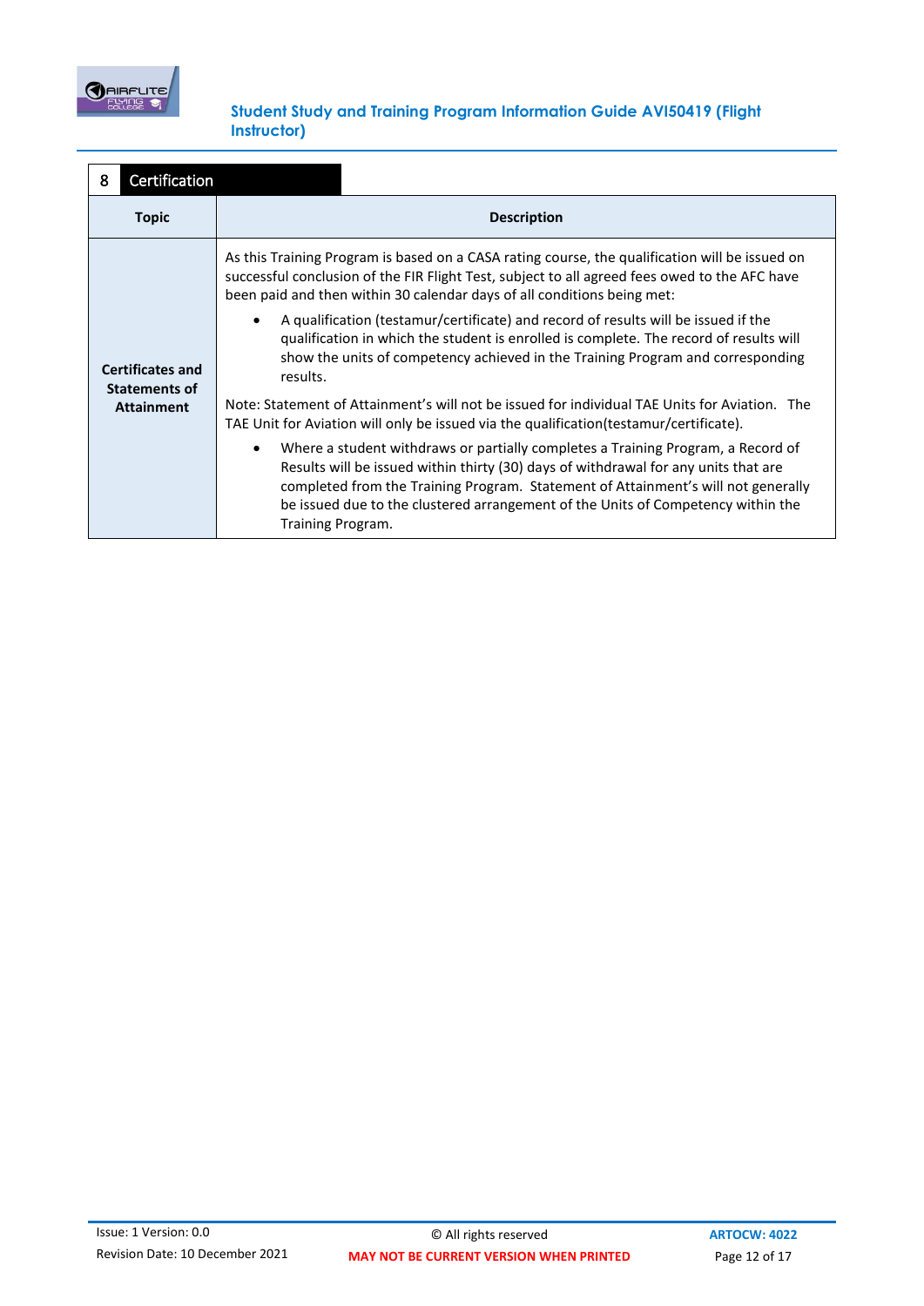## 8 Certification

| Topic | Description |
|---|---|
| **Certificates and Statements of Attainment** | As this Training Program is based on a CASA rating course, the qualification will be issued on successful conclusion of the FIR Flight Test, subject to all agreed fees owed to the AFC have been paid and then within 30 calendar days of all conditions being met:<br><br>• A qualification (testamur/certificate) and record of results will be issued if the qualification in which the student is enrolled is complete. The record of results will show the units of competency achieved in the Training Program and corresponding results.<br><br>Note: Statement of Attainment's will not be issued for individual TAE Units for Aviation. The TAE Unit for Aviation will only be issued via the qualification(testamur/certificate).<br><br>• Where a student withdraws or partially completes a Training Program, a Record of Results will be issued within thirty (30) days of withdrawal for any units that are completed from the Training Program. Statement of Attainment's will not generally be issued due to the clustered arrangement of the Units of Competency within the Training Program. |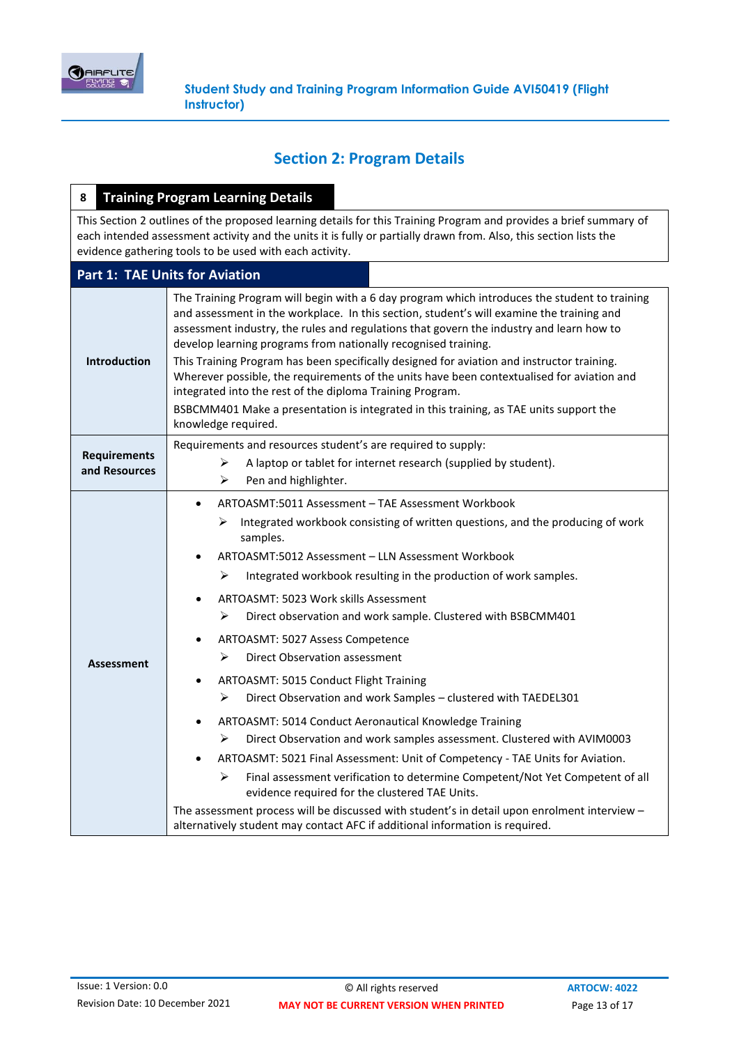## Section 2: Program Details

| 8 | Training Program Learning Details |
|---|---|

This Section 2 outlines of the proposed learning details for this Training Program and provides a brief summary of each intended assessment activity and the units it is fully or partially drawn from. Also, this section lists the evidence gathering tools to be used with each activity.

### Part 1: TAE Units for Aviation

| | |
|---|---|
| **Introduction** | The Training Program will begin with a 6 day program which introduces the student to training and assessment in the workplace. In this section, student's will examine the training and assessment industry, the rules and regulations that govern the industry and learn how to develop learning programs from nationally recognised training.<br><br>This Training Program has been specifically designed for aviation and instructor training. Wherever possible, the requirements of the units have been contextualised for aviation and integrated into the rest of the diploma Training Program.<br><br>BSBCMM401 Make a presentation is integrated in this training, as TAE units support the knowledge required. |
| **Requirements and Resources** | Requirements and resources student's are required to supply:<br>➢ A laptop or tablet for internet research (supplied by student).<br>➢ Pen and highlighter. |
| **Assessment** | • ARTOASMT:5011 Assessment – TAE Assessment Workbook<br>&nbsp;&nbsp;➢ Integrated workbook consisting of written questions, and the producing of work samples.<br>• ARTOASMT:5012 Assessment – LLN Assessment Workbook<br>&nbsp;&nbsp;➢ Integrated workbook resulting in the production of work samples.<br>• ARTOASMT: 5023 Work skills Assessment<br>&nbsp;&nbsp;➢ Direct observation and work sample. Clustered with BSBCMM401<br>• ARTOASMT: 5027 Assess Competence<br>&nbsp;&nbsp;➢ Direct Observation assessment<br>• ARTOASMT: 5015 Conduct Flight Training<br>&nbsp;&nbsp;➢ Direct Observation and work Samples – clustered with TAEDEL301<br>• ARTOASMT: 5014 Conduct Aeronautical Knowledge Training<br>&nbsp;&nbsp;➢ Direct Observation and work samples assessment. Clustered with AVIM0003<br>• ARTOASMT: 5021 Final Assessment: Unit of Competency - TAE Units for Aviation.<br>&nbsp;&nbsp;➢ Final assessment verification to determine Competent/Not Yet Competent of all evidence required for the clustered TAE Units.<br><br>The assessment process will be discussed with student's in detail upon enrolment interview – alternatively student may contact AFC if additional information is required. |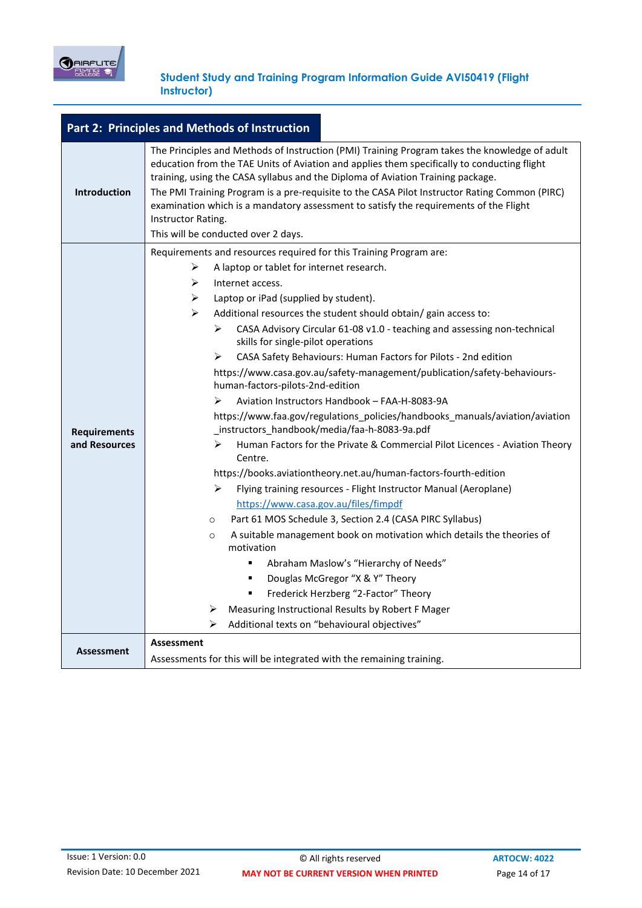## Part 2: Principles and Methods of Instruction

| | |
|---|---|
| **Introduction** | The Principles and Methods of Instruction (PMI) Training Program takes the knowledge of adult education from the TAE Units of Aviation and applies them specifically to conducting flight training, using the CASA syllabus and the Diploma of Aviation Training package.<br>The PMI Training Program is a pre-requisite to the CASA Pilot Instructor Rating Common (PIRC) examination which is a mandatory assessment to satisfy the requirements of the Flight Instructor Rating.<br>This will be conducted over 2 days. |
| **Requirements and Resources** | Requirements and resources required for this Training Program are:<br>➢ A laptop or tablet for internet research.<br>➢ Internet access.<br>➢ Laptop or iPad (supplied by student).<br>➢ Additional resources the student should obtain/ gain access to:<br>&nbsp;&nbsp;➢ CASA Advisory Circular 61-08 v1.0 - teaching and assessing non-technical skills for single-pilot operations<br>&nbsp;&nbsp;➢ CASA Safety Behaviours: Human Factors for Pilots - 2nd edition<br>&nbsp;&nbsp;https://www.casa.gov.au/safety-management/publication/safety-behaviours-human-factors-pilots-2nd-edition<br>&nbsp;&nbsp;➢ Aviation Instructors Handbook – FAA-H-8083-9A<br>&nbsp;&nbsp;https://www.faa.gov/regulations_policies/handbooks_manuals/aviation/aviation_instructors_handbook/media/faa-h-8083-9a.pdf<br>&nbsp;&nbsp;➢ Human Factors for the Private & Commercial Pilot Licences - Aviation Theory Centre.<br>&nbsp;&nbsp;https://books.aviationtheory.net.au/human-factors-fourth-edition<br>&nbsp;&nbsp;➢ Flying training resources - Flight Instructor Manual (Aeroplane)<br>&nbsp;&nbsp;https://www.casa.gov.au/files/fimpdf<br>&nbsp;&nbsp;○ Part 61 MOS Schedule 3, Section 2.4 (CASA PIRC Syllabus)<br>&nbsp;&nbsp;○ A suitable management book on motivation which details the theories of motivation<br>&nbsp;&nbsp;&nbsp;&nbsp;▪ Abraham Maslow's "Hierarchy of Needs"<br>&nbsp;&nbsp;&nbsp;&nbsp;▪ Douglas McGregor "X & Y" Theory<br>&nbsp;&nbsp;&nbsp;&nbsp;▪ Frederick Herzberg "2-Factor" Theory<br>&nbsp;&nbsp;➢ Measuring Instructional Results by Robert F Mager<br>&nbsp;&nbsp;➢ Additional texts on "behavioural objectives" |
| **Assessment** | **Assessment**<br>Assessments for this will be integrated with the remaining training. |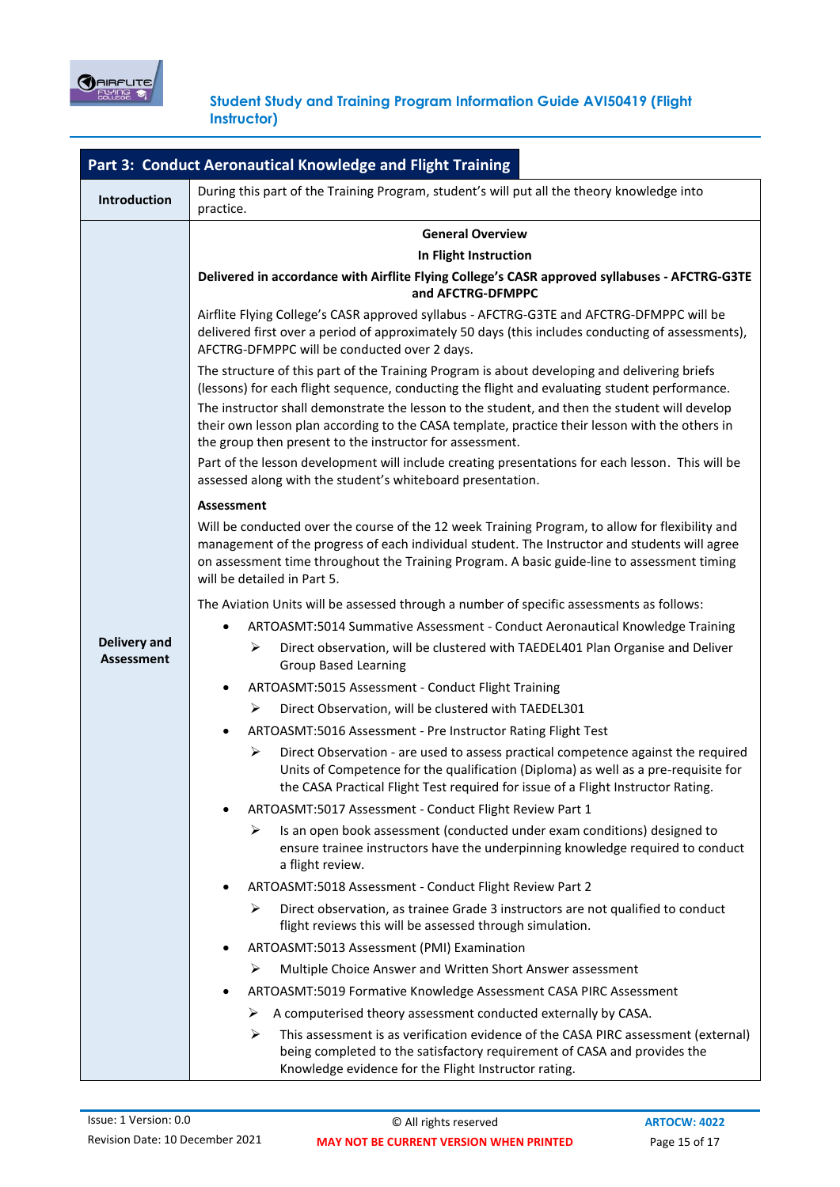## Part 3: Conduct Aeronautical Knowledge and Flight Training

| | |
|---|---|
| **Introduction** | During this part of the Training Program, student's will put all the theory knowledge into practice. |
| **Delivery and Assessment** | **General Overview**<br>**In Flight Instruction**<br>**Delivered in accordance with Airflite Flying College's CASR approved syllabuses - AFCTRG-G3TE and AFCTRG-DFMPPC**<br>Airflite Flying College's CASR approved syllabus - AFCTRG-G3TE and AFCTRG-DFMPPC will be delivered first over a period of approximately 50 days (this includes conducting of assessments), AFCTRG-DFMPPC will be conducted over 2 days.<br>The structure of this part of the Training Program is about developing and delivering briefs (lessons) for each flight sequence, conducting the flight and evaluating student performance.<br>The instructor shall demonstrate the lesson to the student, and then the student will develop their own lesson plan according to the CASA template, practice their lesson with the others in the group then present to the instructor for assessment.<br>Part of the lesson development will include creating presentations for each lesson. This will be assessed along with the student's whiteboard presentation.<br>**Assessment**<br>Will be conducted over the course of the 12 week Training Program, to allow for flexibility and management of the progress of each individual student. The Instructor and students will agree on assessment time throughout the Training Program. A basic guide-line to assessment timing will be detailed in Part 5.<br>The Aviation Units will be assessed through a number of specific assessments as follows:<br>• ARTOASMT:5014 Summative Assessment - Conduct Aeronautical Knowledge Training<br>&nbsp;&nbsp;➢ Direct observation, will be clustered with TAEDEL401 Plan Organise and Deliver Group Based Learning<br>• ARTOASMT:5015 Assessment - Conduct Flight Training<br>&nbsp;&nbsp;➢ Direct Observation, will be clustered with TAEDEL301<br>• ARTOASMT:5016 Assessment - Pre Instructor Rating Flight Test<br>&nbsp;&nbsp;➢ Direct Observation - are used to assess practical competence against the required Units of Competence for the qualification (Diploma) as well as a pre-requisite for the CASA Practical Flight Test required for issue of a Flight Instructor Rating.<br>• ARTOASMT:5017 Assessment - Conduct Flight Review Part 1<br>&nbsp;&nbsp;➢ Is an open book assessment (conducted under exam conditions) designed to ensure trainee instructors have the underpinning knowledge required to conduct a flight review.<br>• ARTOASMT:5018 Assessment - Conduct Flight Review Part 2<br>&nbsp;&nbsp;➢ Direct observation, as trainee Grade 3 instructors are not qualified to conduct flight reviews this will be assessed through simulation.<br>• ARTOASMT:5013 Assessment (PMI) Examination<br>&nbsp;&nbsp;➢ Multiple Choice Answer and Written Short Answer assessment<br>• ARTOASMT:5019 Formative Knowledge Assessment CASA PIRC Assessment<br>&nbsp;&nbsp;➢ A computerised theory assessment conducted externally by CASA.<br>&nbsp;&nbsp;➢ This assessment is as verification evidence of the CASA PIRC assessment (external) being completed to the satisfactory requirement of CASA and provides the Knowledge evidence for the Flight Instructor rating. |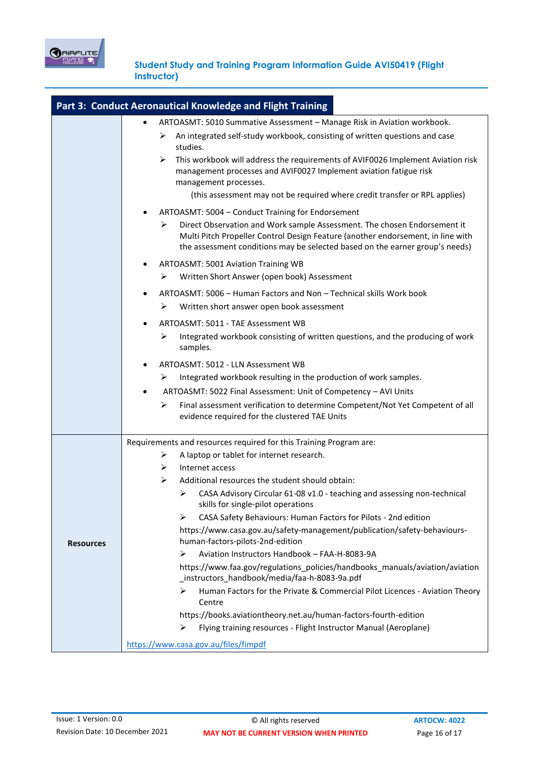## Part 3: Conduct Aeronautical Knowledge and Flight Training

| | |
|---|---|
| | • ARTOASMT: 5010 Summative Assessment – Manage Risk in Aviation workbook.<br>➢ An integrated self-study workbook, consisting of written questions and case studies.<br>➢ This workbook will address the requirements of AVIF0026 Implement Aviation risk management processes and AVIF0027 Implement aviation fatigue risk management processes.<br>(this assessment may not be required where credit transfer or RPL applies)<br>• ARTOASMT: 5004 – Conduct Training for Endorsement<br>➢ Direct Observation and Work sample Assessment. The chosen Endorsement it Multi Pitch Propeller Control Design Feature (another endorsement, in line with the assessment conditions may be selected based on the earner group's needs)<br>• ARTOASMT: 5001 Aviation Training WB<br>➢ Written Short Answer (open book) Assessment<br>• ARTOASMT: 5006 – Human Factors and Non – Technical skills Work book<br>➢ Written short answer open book assessment<br>• ARTOASMT: 5011 - TAE Assessment WB<br>➢ Integrated workbook consisting of written questions, and the producing of work samples.<br>• ARTOASMT: 5012 - LLN Assessment WB<br>➢ Integrated workbook resulting in the production of work samples.<br>• ARTOASMT: 5022 Final Assessment: Unit of Competency – AVI Units<br>➢ Final assessment verification to determine Competent/Not Yet Competent of all evidence required for the clustered TAE Units |
| **Resources** | Requirements and resources required for this Training Program are:<br>➢ A laptop or tablet for internet research.<br>➢ Internet access<br>➢ Additional resources the student should obtain:<br>➢ CASA Advisory Circular 61-08 v1.0 - teaching and assessing non-technical skills for single-pilot operations<br>➢ CASA Safety Behaviours: Human Factors for Pilots - 2nd edition<br>https://www.casa.gov.au/safety-management/publication/safety-behaviours-human-factors-pilots-2nd-edition<br>➢ Aviation Instructors Handbook – FAA-H-8083-9A<br>https://www.faa.gov/regulations_policies/handbooks_manuals/aviation/aviation_instructors_handbook/media/faa-h-8083-9a.pdf<br>➢ Human Factors for the Private & Commercial Pilot Licences - Aviation Theory Centre<br>https://books.aviationtheory.net.au/human-factors-fourth-edition<br>➢ Flying training resources - Flight Instructor Manual (Aeroplane)<br>https://www.casa.gov.au/files/fimpdf |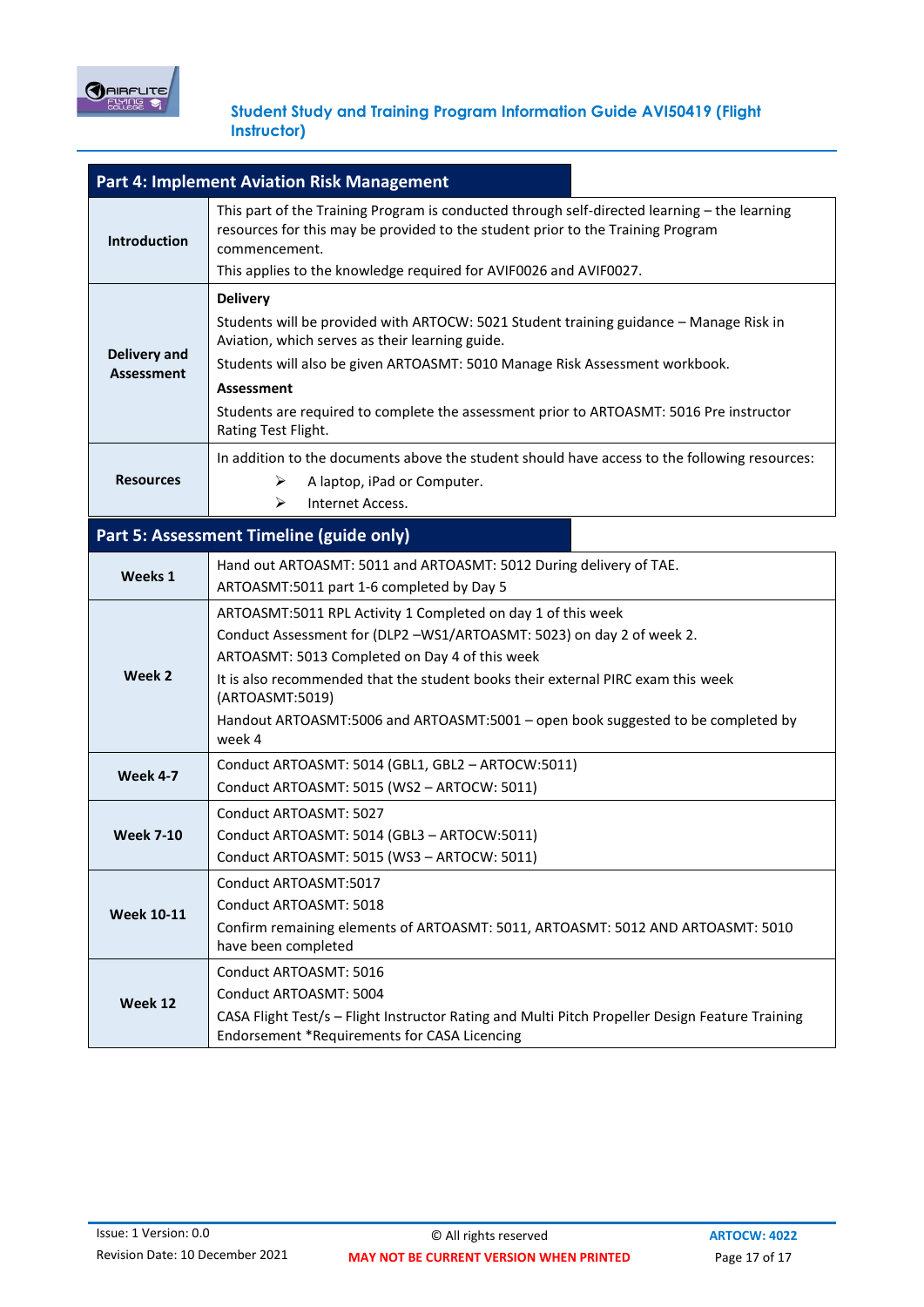## Part 4: Implement Aviation Risk Management

| | |
|---|---|
| **Introduction** | This part of the Training Program is conducted through self-directed learning – the learning resources for this may be provided to the student prior to the Training Program commencement.<br>This applies to the knowledge required for AVIF0026 and AVIF0027. |
| **Delivery and Assessment** | **Delivery**<br>Students will be provided with ARTOCW: 5021 Student training guidance – Manage Risk in Aviation, which serves as their learning guide.<br>Students will also be given ARTOASMT: 5010 Manage Risk Assessment workbook.<br>**Assessment**<br>Students are required to complete the assessment prior to ARTOASMT: 5016 Pre instructor Rating Test Flight. |
| **Resources** | In addition to the documents above the student should have access to the following resources:<br>➢ A laptop, iPad or Computer.<br>➢ Internet Access. |

## Part 5: Assessment Timeline (guide only)

| | |
|---|---|
| **Weeks 1** | Hand out ARTOASMT: 5011 and ARTOASMT: 5012 During delivery of TAE.<br>ARTOASMT:5011 part 1-6 completed by Day 5 |
| **Week 2** | ARTOASMT:5011 RPL Activity 1 Completed on day 1 of this week<br>Conduct Assessment for (DLP2 –WS1/ARTOASMT: 5023) on day 2 of week 2.<br>ARTOASMT: 5013 Completed on Day 4 of this week<br>It is also recommended that the student books their external PIRC exam this week (ARTOASMT:5019)<br>Handout ARTOASMT:5006 and ARTOASMT:5001 – open book suggested to be completed by week 4 |
| **Week 4-7** | Conduct ARTOASMT: 5014 (GBL1, GBL2 – ARTOCW:5011)<br>Conduct ARTOASMT: 5015 (WS2 – ARTOCW: 5011) |
| **Week 7-10** | Conduct ARTOASMT: 5027<br>Conduct ARTOASMT: 5014 (GBL3 – ARTOCW:5011)<br>Conduct ARTOASMT: 5015 (WS3 – ARTOCW: 5011) |
| **Week 10-11** | Conduct ARTOASMT:5017<br>Conduct ARTOASMT: 5018<br>Confirm remaining elements of ARTOASMT: 5011, ARTOASMT: 5012 AND ARTOASMT: 5010 have been completed |
| **Week 12** | Conduct ARTOASMT: 5016<br>Conduct ARTOASMT: 5004<br>CASA Flight Test/s – Flight Instructor Rating and Multi Pitch Propeller Design Feature Training Endorsement *Requirements for CASA Licencing |